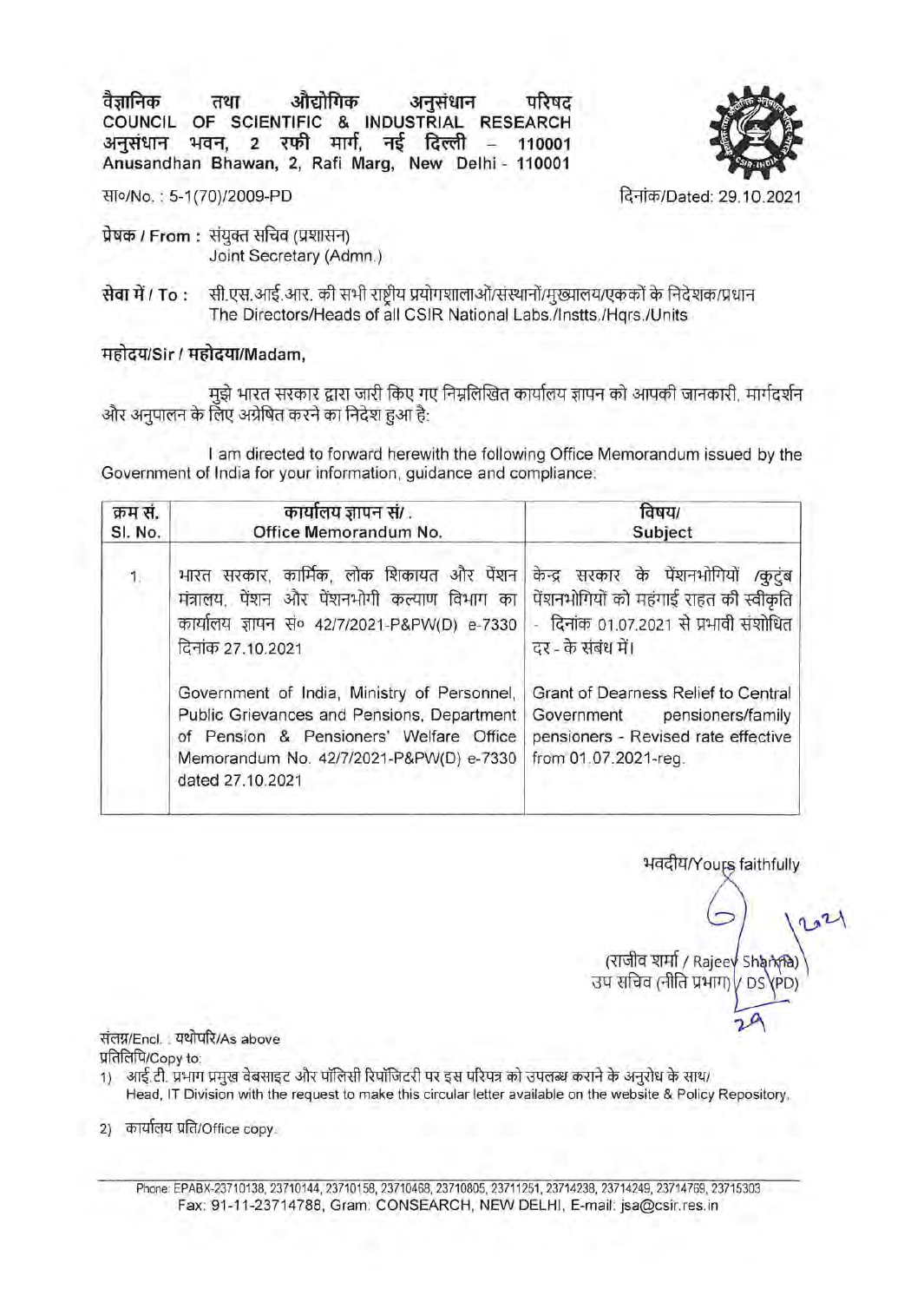**वैज्ञानिक तथा औद्योगिक अनुसंधान परिषद**
**COUNCIL OF SCIENTIFIC & INDUSTRIAL RESEARCH**
**अनुसंधान भवन, 2 रफी मार्ग, नई दिल्ली – 110001**
**Anusandhan Bhawan, 2, Rafi Marg, New Delhi - 110001**

सा०/No. : 5-1(70)/2009-PD

दिनांक/Dated: 29.10.2021

**प्रेषक / From :** संयुक्त सचिव (प्रशासन)
Joint Secretary (Admn.)

**सेवा में / To :** सी.एस.आई.आर. की सभी राष्ट्रीय प्रयोगशालाओं/संस्थानों/मुख्यालय/एककों के निदेशक/प्रधान
The Directors/Heads of all CSIR National Labs./Instts./Hqrs./Units

**महोदय/Sir / महोदया/Madam,**

मुझे भारत सरकार द्वारा जारी किए गए निम्नलिखित कार्यालय ज्ञापन को आपकी जानकारी, मार्गदर्शन और अनुपालन के लिए अग्रेषित करने का निदेश हुआ है:

I am directed to forward herewith the following Office Memorandum issued by the Government of India for your information, guidance and compliance:

| क्रम सं. Sl. No. | कार्यालय ज्ञापन सं/. Office Memorandum No. | विषय/ Subject |
|---|---|---|
| 1. | भारत सरकार, कार्मिक, लोक शिकायत और पेंशन मंत्रालय, पेंशन और पेंशनभोगी कल्याण विभाग का कार्यालय ज्ञापन सं० 42/7/2021-P&PW(D) e-7330 दिनांक 27.10.2021<br><br>Government of India, Ministry of Personnel, Public Grievances and Pensions, Department of Pension & Pensioners' Welfare Office Memorandum No. 42/7/2021-P&PW(D) e-7330 dated 27.10.2021 | केन्द्र सरकार के पेंशनभोगियों /कुटुंब पेंशनभोगियों को महंगाई राहत की स्वीकृति - दिनांक 01.07.2021 से प्रभावी संशोधित दर - के संबंध में।<br><br>Grant of Dearness Relief to Central Government pensioners/family pensioners - Revised rate effective from 01.07.2021-reg. |

भवदीय/Yours faithfully

(राजीव शर्मा / Rajeev Sharma)
उप सचिव (नीति प्रभाग) / DS (PD)

संलग्न/Encl. : यथोपरि/As above

प्रतिलिपि/Copy to:

1) आई.टी. प्रभाग प्रमुख वेबसाइट और पॉलिसी रिपॉजिटरी पर इस परिपत्र को उपलब्ध कराने के अनुरोध के साथ/
Head, IT Division with the request to make this circular letter available on the website & Policy Repository.
2) कार्यालय प्रति/Office copy.

Phone: EPABX-23710138, 23710144, 23710158, 23710468, 23710805, 23711251, 23714238, 23714249, 23714769, 23715303
Fax: 91-11-23714788, Gram: CONSEARCH, NEW DELHI, E-mail: jsa@csir.res.in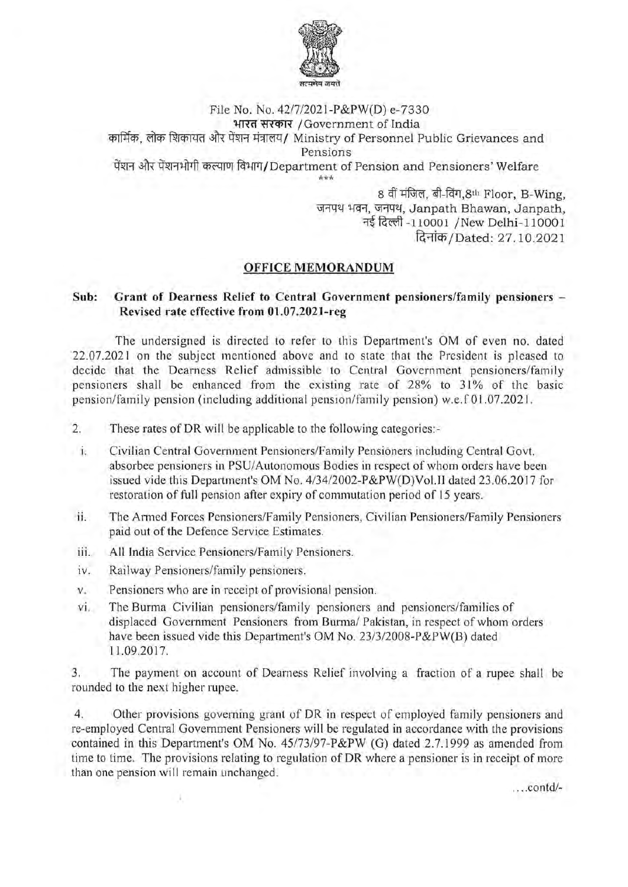File No. No. 42/7/2021-P&PW(D) e-7330

भारत सरकार /Government of India

कार्मिक, लोक शिकायत और पेंशन मंत्रालय/ Ministry of Personnel Public Grievances and Pensions

पेंशन और पेंशनभोगी कल्याण विभाग/Department of Pension and Pensioners' Welfare

\*\*\*

8 वीं मंजिल, बी-विंग,8th Floor, B-Wing,
जनपथ भवन, जनपथ, Janpath Bhawan, Janpath,
नई दिल्ली -110001 /New Delhi-110001
दिनांक/Dated: 27.10.2021

## OFFICE MEMORANDUM

**Sub: Grant of Dearness Relief to Central Government pensioners/family pensioners – Revised rate effective from 01.07.2021-reg**

The undersigned is directed to refer to this Department's OM of even no. dated 22.07.2021 on the subject mentioned above and to state that the President is pleased to decide that the Dearness Relief admissible to Central Government pensioners/family pensioners shall be enhanced from the existing rate of 28% to 31% of the basic pension/family pension (including additional pension/family pension) w.e.f 01.07.2021.

2. These rates of DR will be applicable to the following categories:-

i. Civilian Central Government Pensioners/Family Pensioners including Central Govt. absorbee pensioners in PSU/Autonomous Bodies in respect of whom orders have been issued vide this Department's OM No. 4/34/2002-P&PW(D)Vol.II dated 23.06.2017 for restoration of full pension after expiry of commutation period of 15 years.

ii. The Armed Forces Pensioners/Family Pensioners, Civilian Pensioners/Family Pensioners paid out of the Defence Service Estimates.

iii. All India Service Pensioners/Family Pensioners.

iv. Railway Pensioners/family pensioners.

v. Pensioners who are in receipt of provisional pension.

vi. The Burma Civilian pensioners/family pensioners and pensioners/families of displaced Government Pensioners from Burma/ Pakistan, in respect of whom orders have been issued vide this Department's OM No. 23/3/2008-P&PW(B) dated 11.09.2017.

3. The payment on account of Dearness Relief involving a fraction of a rupee shall be rounded to the next higher rupee.

4. Other provisions governing grant of DR in respect of employed family pensioners and re-employed Central Government Pensioners will be regulated in accordance with the provisions contained in this Department's OM No. 45/73/97-P&PW (G) dated 2.7.1999 as amended from time to time. The provisions relating to regulation of DR where a pensioner is in receipt of more than one pension will remain unchanged.

....contd/-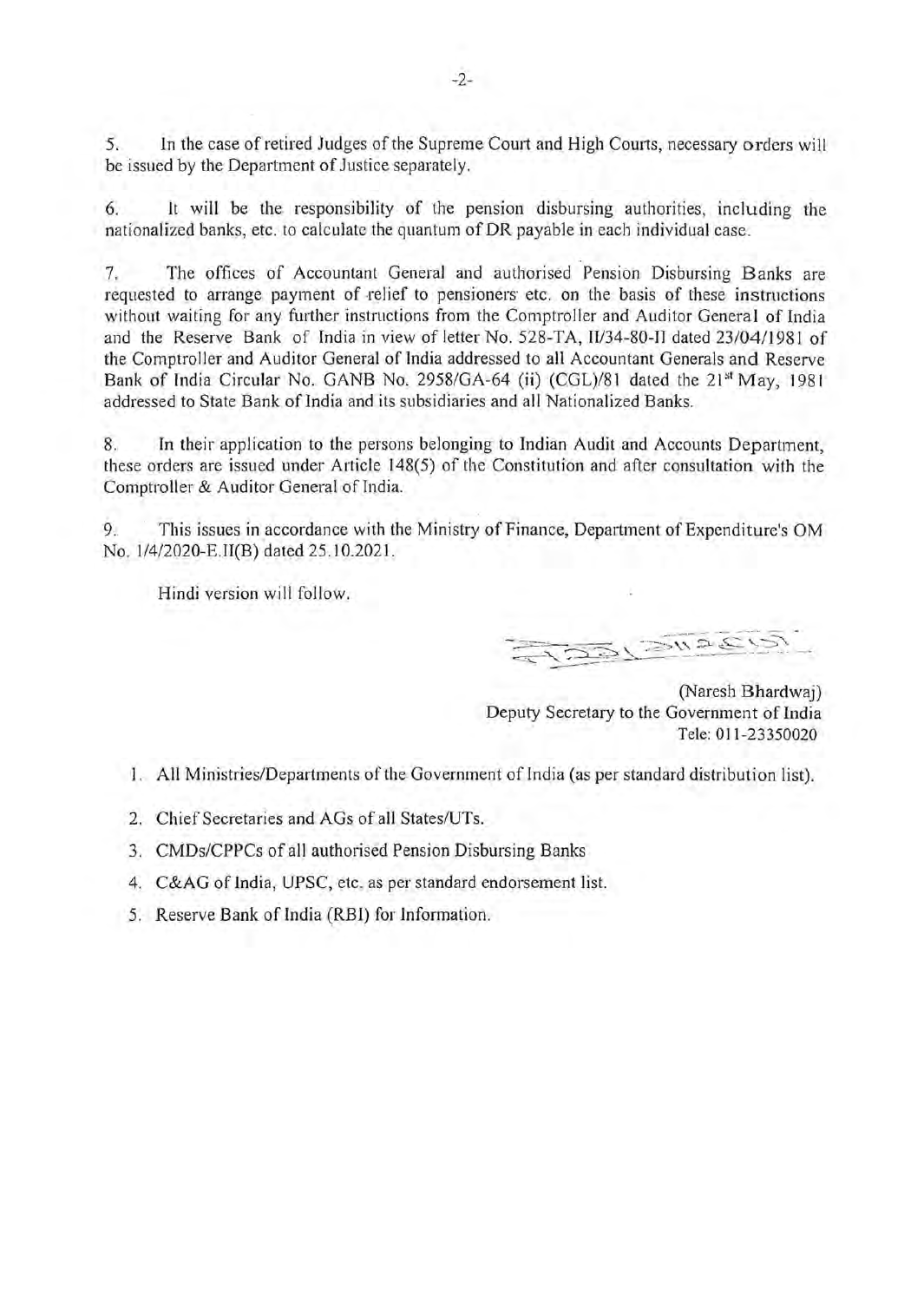5. In the case of retired Judges of the Supreme Court and High Courts, necessary orders will be issued by the Department of Justice separately.

6. It will be the responsibility of the pension disbursing authorities, including the nationalized banks, etc. to calculate the quantum of DR payable in each individual case.

7. The offices of Accountant General and authorised Pension Disbursing Banks are requested to arrange payment of relief to pensioners etc. on the basis of these instructions without waiting for any further instructions from the Comptroller and Auditor General of India and the Reserve Bank of India in view of letter No. 528-TA, II/34-80-II dated 23/04/1981 of the Comptroller and Auditor General of India addressed to all Accountant Generals and Reserve Bank of India Circular No. GANB No. 2958/GA-64 (ii) (CGL)/81 dated the 21st May, 1981 addressed to State Bank of India and its subsidiaries and all Nationalized Banks.

8. In their application to the persons belonging to Indian Audit and Accounts Department, these orders are issued under Article 148(5) of the Constitution and after consultation with the Comptroller & Auditor General of India.

9. This issues in accordance with the Ministry of Finance, Department of Expenditure's OM No. 1/4/2020-E.II(B) dated 25.10.2021.

Hindi version will follow.

(Naresh Bhardwaj)
Deputy Secretary to the Government of India
Tele: 011-23350020

1. All Ministries/Departments of the Government of India (as per standard distribution list).
2. Chief Secretaries and AGs of all States/UTs.
3. CMDs/CPPCs of all authorised Pension Disbursing Banks
4. C&AG of India, UPSC, etc. as per standard endorsement list.
5. Reserve Bank of India (RBI) for Information.